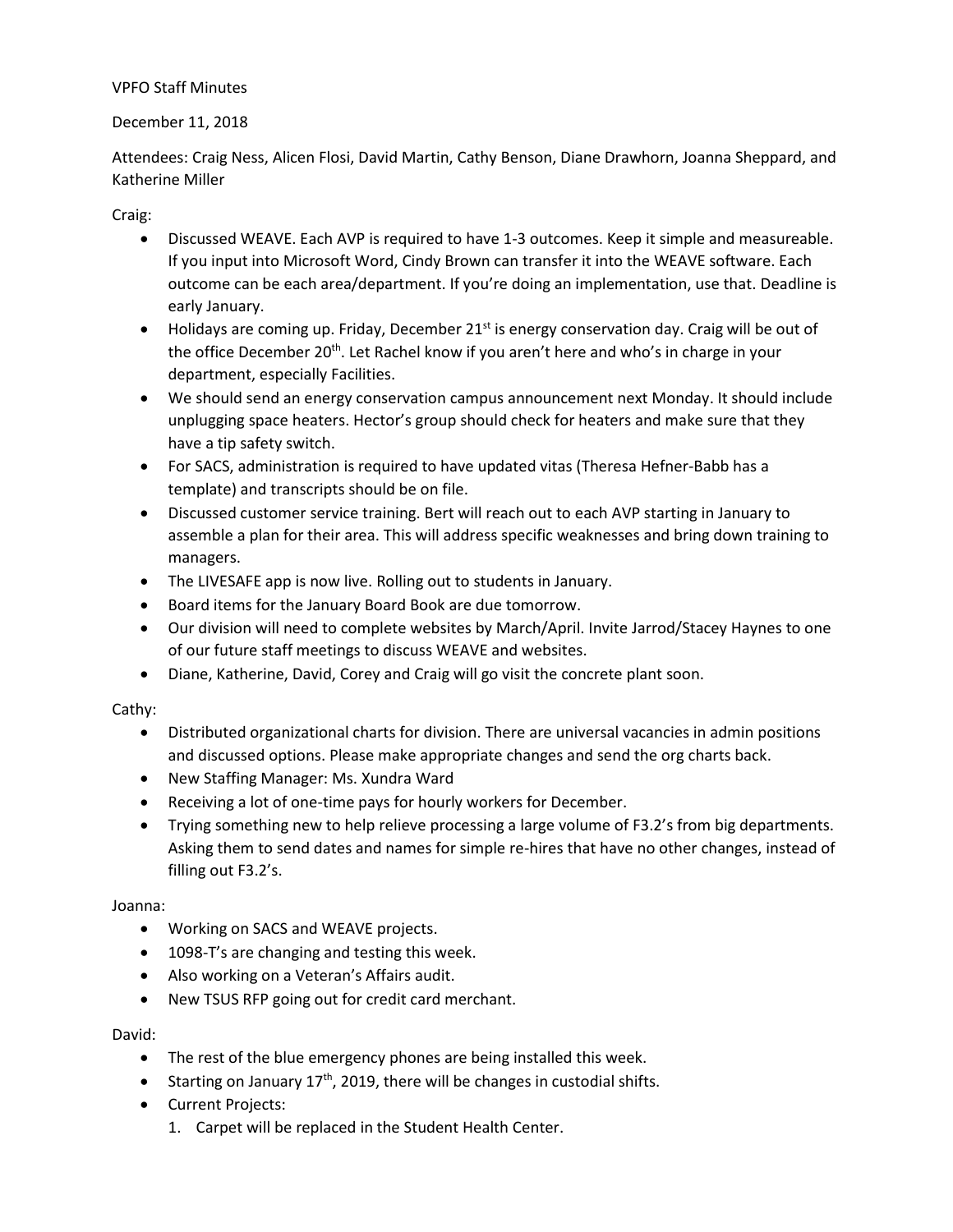VPFO Staff Minutes

December 11, 2018

Attendees: Craig Ness, Alicen Flosi, David Martin, Cathy Benson, Diane Drawhorn, Joanna Sheppard, and Katherine Miller

Craig:

- Discussed WEAVE. Each AVP is required to have 1-3 outcomes. Keep it simple and measureable. If you input into Microsoft Word, Cindy Brown can transfer it into the WEAVE software. Each outcome can be each area/department. If you're doing an implementation, use that. Deadline is early January.
- Holidays are coming up. Friday, December 21st is energy conservation day. Craig will be out of the office December 20th. Let Rachel know if you aren't here and who's in charge in your department, especially Facilities.
- We should send an energy conservation campus announcement next Monday. It should include unplugging space heaters. Hector's group should check for heaters and make sure that they have a tip safety switch.
- For SACS, administration is required to have updated vitas (Theresa Hefner-Babb has a template) and transcripts should be on file.
- Discussed customer service training. Bert will reach out to each AVP starting in January to assemble a plan for their area. This will address specific weaknesses and bring down training to managers.
- The LIVESAFE app is now live. Rolling out to students in January.
- Board items for the January Board Book are due tomorrow.
- Our division will need to complete websites by March/April. Invite Jarrod/Stacey Haynes to one of our future staff meetings to discuss WEAVE and websites.
- Diane, Katherine, David, Corey and Craig will go visit the concrete plant soon.

Cathy:

- Distributed organizational charts for division. There are universal vacancies in admin positions and discussed options. Please make appropriate changes and send the org charts back.
- New Staffing Manager: Ms. Xundra Ward
- Receiving a lot of one-time pays for hourly workers for December.
- Trying something new to help relieve processing a large volume of F3.2's from big departments. Asking them to send dates and names for simple re-hires that have no other changes, instead of filling out F3.2's.

Joanna:

- Working on SACS and WEAVE projects.
- 1098-T's are changing and testing this week.
- Also working on a Veteran's Affairs audit.
- New TSUS RFP going out for credit card merchant.

David:

- The rest of the blue emergency phones are being installed this week.
- Starting on January 17th, 2019, there will be changes in custodial shifts.
- Current Projects:
  1. Carpet will be replaced in the Student Health Center.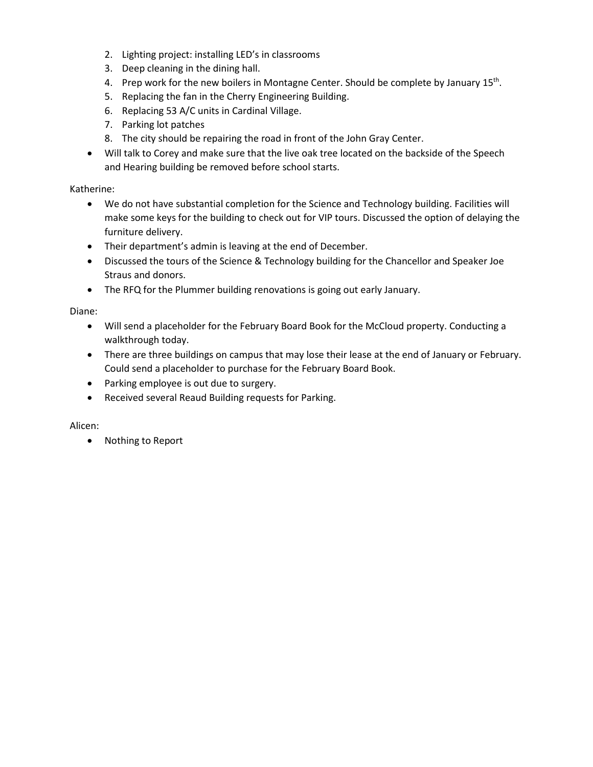2. Lighting project: installing LED's in classrooms
3. Deep cleaning in the dining hall.
4. Prep work for the new boilers in Montagne Center. Should be complete by January 15th.
5. Replacing the fan in the Cherry Engineering Building.
6. Replacing 53 A/C units in Cardinal Village.
7. Parking lot patches
8. The city should be repairing the road in front of the John Gray Center.

- Will talk to Corey and make sure that the live oak tree located on the backside of the Speech and Hearing building be removed before school starts.

Katherine:

- We do not have substantial completion for the Science and Technology building. Facilities will make some keys for the building to check out for VIP tours. Discussed the option of delaying the furniture delivery.
- Their department's admin is leaving at the end of December.
- Discussed the tours of the Science & Technology building for the Chancellor and Speaker Joe Straus and donors.
- The RFQ for the Plummer building renovations is going out early January.

Diane:

- Will send a placeholder for the February Board Book for the McCloud property. Conducting a walkthrough today.
- There are three buildings on campus that may lose their lease at the end of January or February. Could send a placeholder to purchase for the February Board Book.
- Parking employee is out due to surgery.
- Received several Reaud Building requests for Parking.

Alicen:

- Nothing to Report